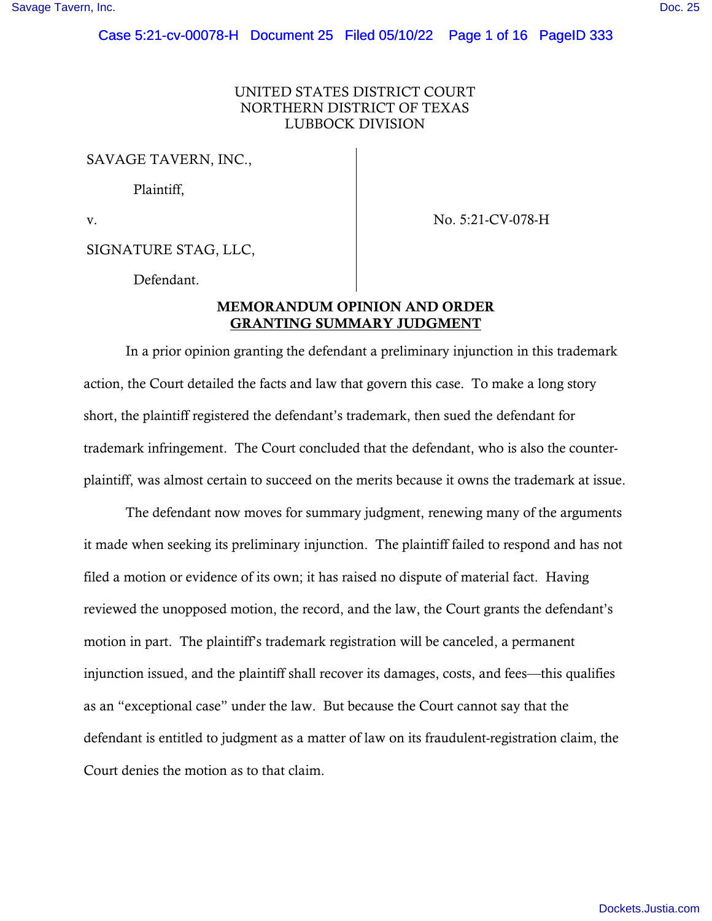UNITED STATES DISTRICT COURT
NORTHERN DISTRICT OF TEXAS
LUBBOCK DIVISION

SAVAGE TAVERN, INC.,

Plaintiff,

v.

SIGNATURE STAG, LLC,

Defendant.

No. 5:21-CV-078-H

**MEMORANDUM OPINION AND ORDER**
**GRANTING SUMMARY JUDGMENT**

In a prior opinion granting the defendant a preliminary injunction in this trademark action, the Court detailed the facts and law that govern this case. To make a long story short, the plaintiff registered the defendant's trademark, then sued the defendant for trademark infringement. The Court concluded that the defendant, who is also the counter-plaintiff, was almost certain to succeed on the merits because it owns the trademark at issue.

The defendant now moves for summary judgment, renewing many of the arguments it made when seeking its preliminary injunction. The plaintiff failed to respond and has not filed a motion or evidence of its own; it has raised no dispute of material fact. Having reviewed the unopposed motion, the record, and the law, the Court grants the defendant's motion in part. The plaintiff's trademark registration will be canceled, a permanent injunction issued, and the plaintiff shall recover its damages, costs, and fees—this qualifies as an "exceptional case" under the law. But because the Court cannot say that the defendant is entitled to judgment as a matter of law on its fraudulent-registration claim, the Court denies the motion as to that claim.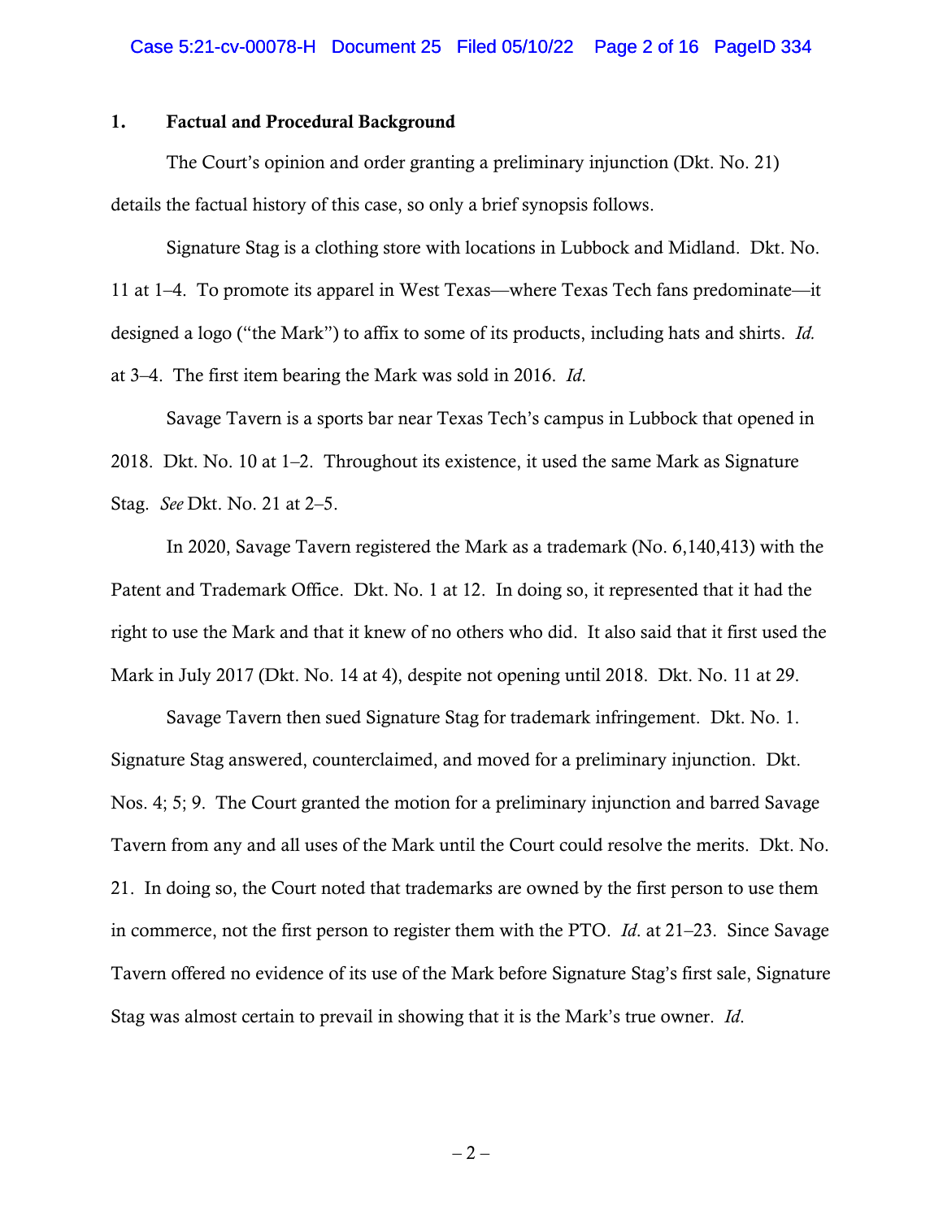## 1. Factual and Procedural Background

The Court's opinion and order granting a preliminary injunction (Dkt. No. 21) details the factual history of this case, so only a brief synopsis follows.

Signature Stag is a clothing store with locations in Lubbock and Midland. Dkt. No. 11 at 1–4. To promote its apparel in West Texas—where Texas Tech fans predominate—it designed a logo ("the Mark") to affix to some of its products, including hats and shirts. *Id.* at 3–4. The first item bearing the Mark was sold in 2016. *Id*.

Savage Tavern is a sports bar near Texas Tech's campus in Lubbock that opened in 2018. Dkt. No. 10 at 1–2. Throughout its existence, it used the same Mark as Signature Stag. *See* Dkt. No. 21 at 2–5.

In 2020, Savage Tavern registered the Mark as a trademark (No. 6,140,413) with the Patent and Trademark Office. Dkt. No. 1 at 12. In doing so, it represented that it had the right to use the Mark and that it knew of no others who did. It also said that it first used the Mark in July 2017 (Dkt. No. 14 at 4), despite not opening until 2018. Dkt. No. 11 at 29.

Savage Tavern then sued Signature Stag for trademark infringement. Dkt. No. 1. Signature Stag answered, counterclaimed, and moved for a preliminary injunction. Dkt. Nos. 4; 5; 9. The Court granted the motion for a preliminary injunction and barred Savage Tavern from any and all uses of the Mark until the Court could resolve the merits. Dkt. No. 21. In doing so, the Court noted that trademarks are owned by the first person to use them in commerce, not the first person to register them with the PTO. *Id*. at 21–23. Since Savage Tavern offered no evidence of its use of the Mark before Signature Stag's first sale, Signature Stag was almost certain to prevail in showing that it is the Mark's true owner. *Id*.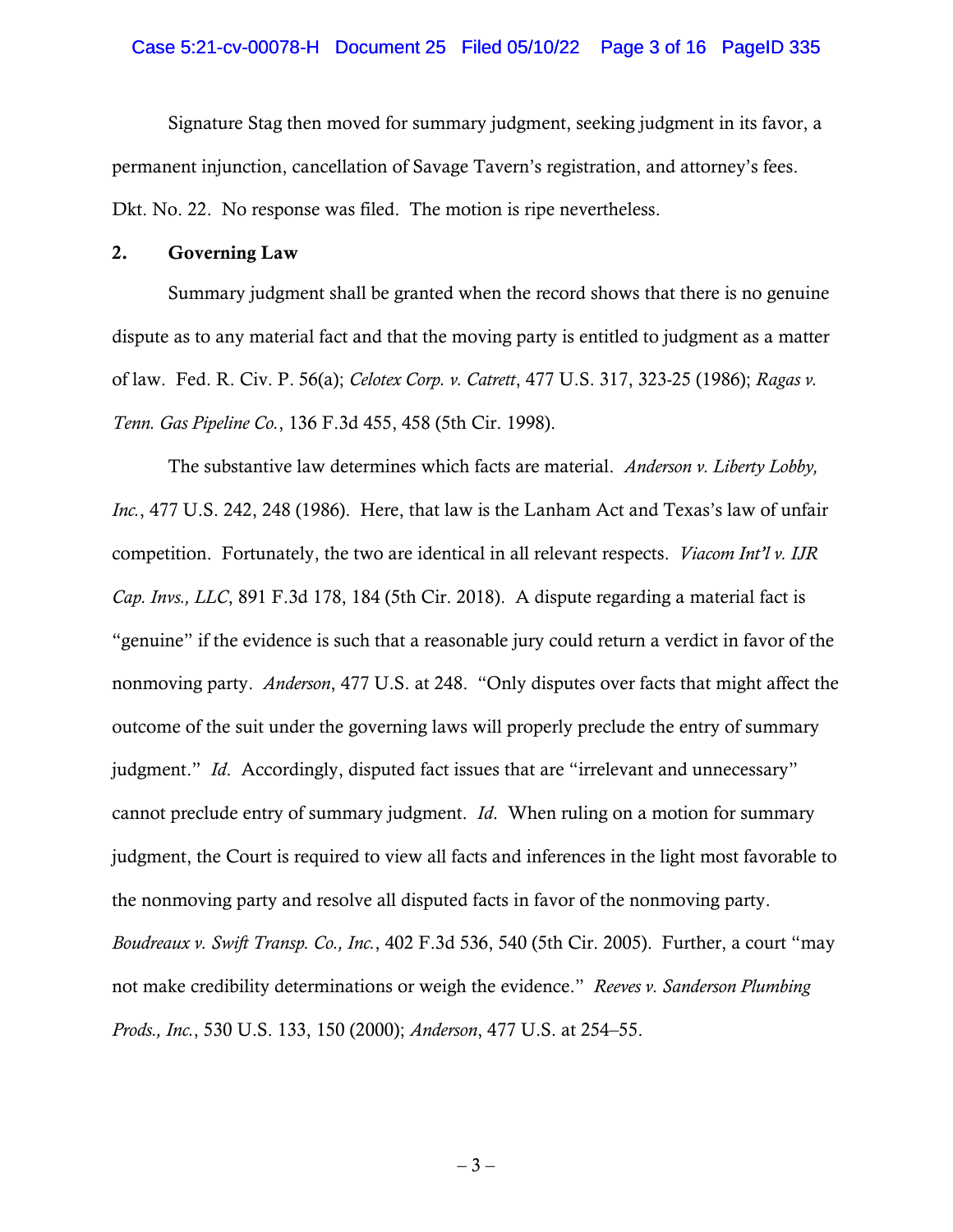Signature Stag then moved for summary judgment, seeking judgment in its favor, a permanent injunction, cancellation of Savage Tavern's registration, and attorney's fees. Dkt. No. 22. No response was filed. The motion is ripe nevertheless.

## 2. Governing Law

Summary judgment shall be granted when the record shows that there is no genuine dispute as to any material fact and that the moving party is entitled to judgment as a matter of law. Fed. R. Civ. P. 56(a); *Celotex Corp. v. Catrett*, 477 U.S. 317, 323-25 (1986); *Ragas v. Tenn. Gas Pipeline Co.*, 136 F.3d 455, 458 (5th Cir. 1998).

The substantive law determines which facts are material. *Anderson v. Liberty Lobby, Inc.*, 477 U.S. 242, 248 (1986). Here, that law is the Lanham Act and Texas's law of unfair competition. Fortunately, the two are identical in all relevant respects. *Viacom Int'l v. IJR Cap. Invs., LLC*, 891 F.3d 178, 184 (5th Cir. 2018). A dispute regarding a material fact is "genuine" if the evidence is such that a reasonable jury could return a verdict in favor of the nonmoving party. *Anderson*, 477 U.S. at 248. "Only disputes over facts that might affect the outcome of the suit under the governing laws will properly preclude the entry of summary judgment." *Id.* Accordingly, disputed fact issues that are "irrelevant and unnecessary" cannot preclude entry of summary judgment. *Id*. When ruling on a motion for summary judgment, the Court is required to view all facts and inferences in the light most favorable to the nonmoving party and resolve all disputed facts in favor of the nonmoving party. *Boudreaux v. Swift Transp. Co., Inc.*, 402 F.3d 536, 540 (5th Cir. 2005). Further, a court "may not make credibility determinations or weigh the evidence." *Reeves v. Sanderson Plumbing Prods., Inc.*, 530 U.S. 133, 150 (2000); *Anderson*, 477 U.S. at 254–55.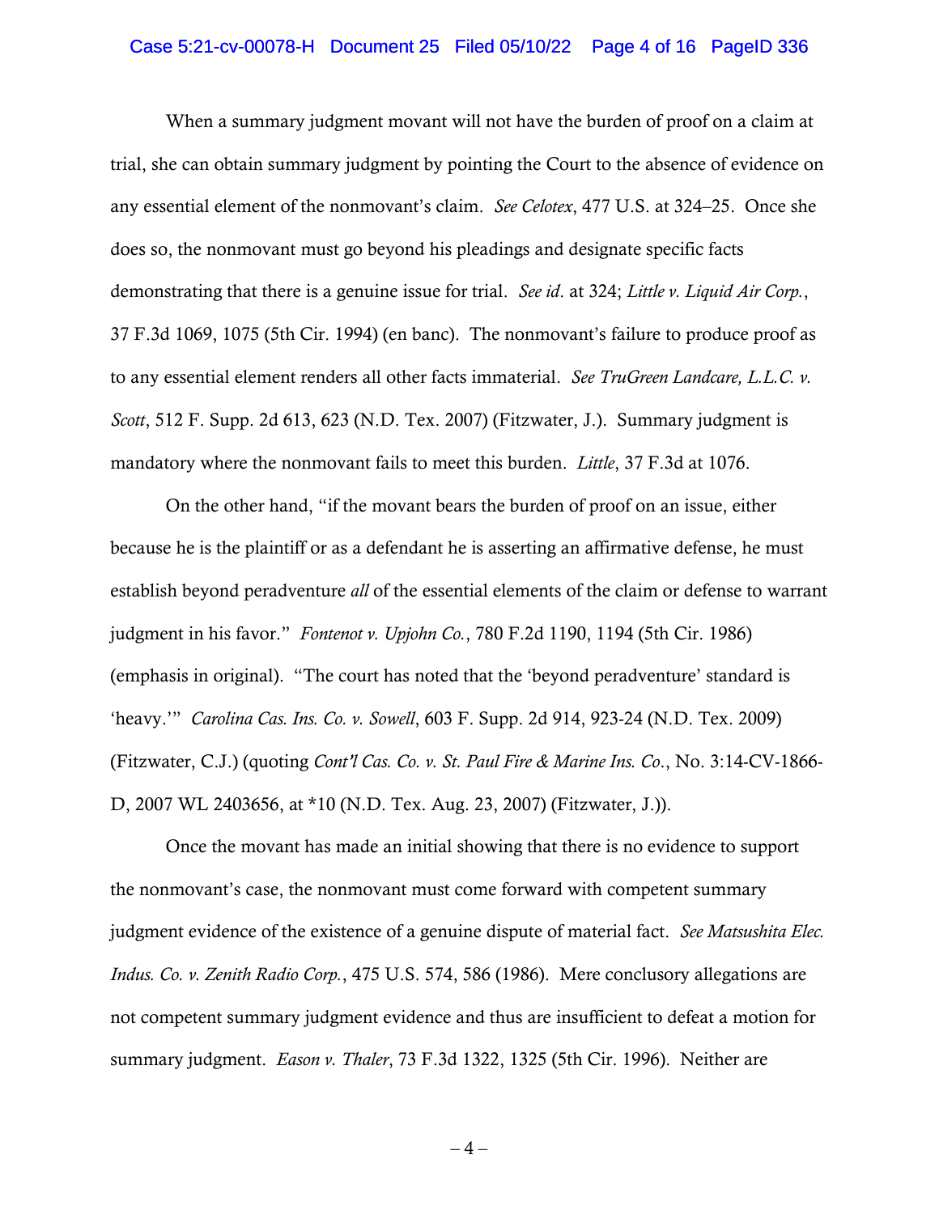When a summary judgment movant will not have the burden of proof on a claim at trial, she can obtain summary judgment by pointing the Court to the absence of evidence on any essential element of the nonmovant's claim. *See Celotex*, 477 U.S. at 324–25. Once she does so, the nonmovant must go beyond his pleadings and designate specific facts demonstrating that there is a genuine issue for trial. *See id*. at 324; *Little v. Liquid Air Corp.*, 37 F.3d 1069, 1075 (5th Cir. 1994) (en banc). The nonmovant's failure to produce proof as to any essential element renders all other facts immaterial. *See TruGreen Landcare, L.L.C. v. Scott*, 512 F. Supp. 2d 613, 623 (N.D. Tex. 2007) (Fitzwater, J.). Summary judgment is mandatory where the nonmovant fails to meet this burden. *Little*, 37 F.3d at 1076.

On the other hand, "if the movant bears the burden of proof on an issue, either because he is the plaintiff or as a defendant he is asserting an affirmative defense, he must establish beyond peradventure *all* of the essential elements of the claim or defense to warrant judgment in his favor." *Fontenot v. Upjohn Co.*, 780 F.2d 1190, 1194 (5th Cir. 1986) (emphasis in original). "The court has noted that the 'beyond peradventure' standard is 'heavy.'" *Carolina Cas. Ins. Co. v. Sowell*, 603 F. Supp. 2d 914, 923-24 (N.D. Tex. 2009) (Fitzwater, C.J.) (quoting *Cont'l Cas. Co. v. St. Paul Fire & Marine Ins. Co*., No. 3:14-CV-1866-D, 2007 WL 2403656, at *10 (N.D. Tex. Aug. 23, 2007) (Fitzwater, J.)).

Once the movant has made an initial showing that there is no evidence to support the nonmovant's case, the nonmovant must come forward with competent summary judgment evidence of the existence of a genuine dispute of material fact. *See Matsushita Elec. Indus. Co. v. Zenith Radio Corp.*, 475 U.S. 574, 586 (1986). Mere conclusory allegations are not competent summary judgment evidence and thus are insufficient to defeat a motion for summary judgment. *Eason v. Thaler*, 73 F.3d 1322, 1325 (5th Cir. 1996). Neither are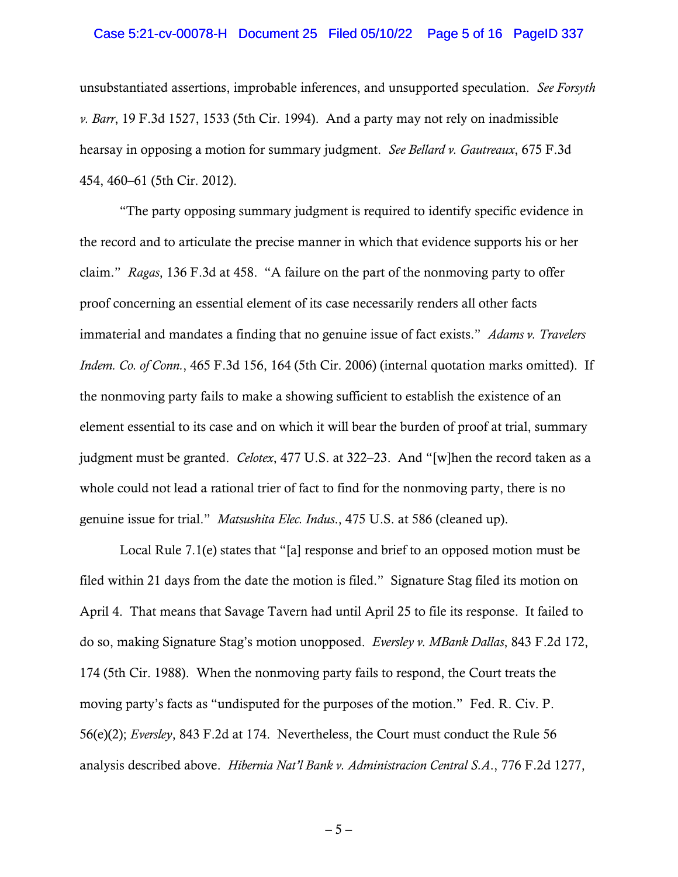unsubstantiated assertions, improbable inferences, and unsupported speculation. *See Forsyth v. Barr*, 19 F.3d 1527, 1533 (5th Cir. 1994). And a party may not rely on inadmissible hearsay in opposing a motion for summary judgment. *See Bellard v. Gautreaux*, 675 F.3d 454, 460–61 (5th Cir. 2012).

"The party opposing summary judgment is required to identify specific evidence in the record and to articulate the precise manner in which that evidence supports his or her claim." *Ragas*, 136 F.3d at 458. "A failure on the part of the nonmoving party to offer proof concerning an essential element of its case necessarily renders all other facts immaterial and mandates a finding that no genuine issue of fact exists." *Adams v. Travelers Indem. Co. of Conn.*, 465 F.3d 156, 164 (5th Cir. 2006) (internal quotation marks omitted). If the nonmoving party fails to make a showing sufficient to establish the existence of an element essential to its case and on which it will bear the burden of proof at trial, summary judgment must be granted. *Celotex*, 477 U.S. at 322–23. And "[w]hen the record taken as a whole could not lead a rational trier of fact to find for the nonmoving party, there is no genuine issue for trial." *Matsushita Elec. Indus.*, 475 U.S. at 586 (cleaned up).

Local Rule 7.1(e) states that "[a] response and brief to an opposed motion must be filed within 21 days from the date the motion is filed." Signature Stag filed its motion on April 4. That means that Savage Tavern had until April 25 to file its response. It failed to do so, making Signature Stag's motion unopposed. *Eversley v. MBank Dallas*, 843 F.2d 172, 174 (5th Cir. 1988). When the nonmoving party fails to respond, the Court treats the moving party's facts as "undisputed for the purposes of the motion." Fed. R. Civ. P. 56(e)(2); *Eversley*, 843 F.2d at 174. Nevertheless, the Court must conduct the Rule 56 analysis described above. *Hibernia Nat'l Bank v. Administracion Central S.A.*, 776 F.2d 1277,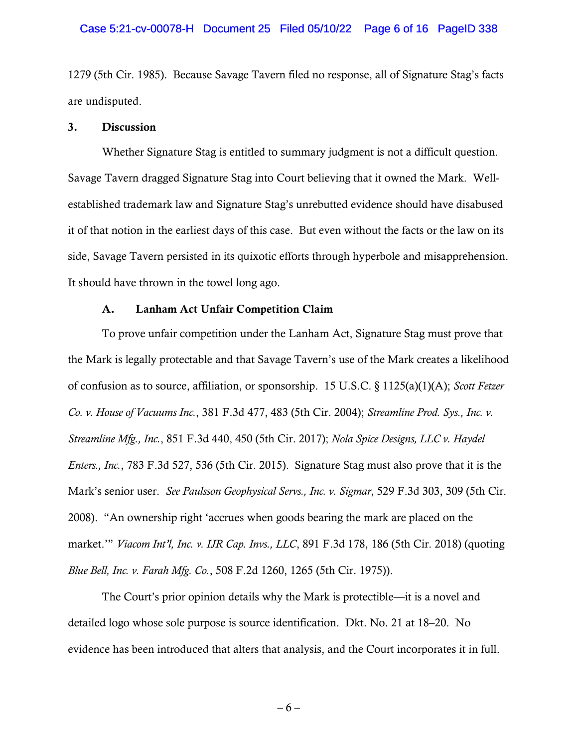1279 (5th Cir. 1985). Because Savage Tavern filed no response, all of Signature Stag's facts are undisputed.

### 3. Discussion

Whether Signature Stag is entitled to summary judgment is not a difficult question. Savage Tavern dragged Signature Stag into Court believing that it owned the Mark. Well-established trademark law and Signature Stag's unrebutted evidence should have disabused it of that notion in the earliest days of this case. But even without the facts or the law on its side, Savage Tavern persisted in its quixotic efforts through hyperbole and misapprehension. It should have thrown in the towel long ago.

#### A. Lanham Act Unfair Competition Claim

To prove unfair competition under the Lanham Act, Signature Stag must prove that the Mark is legally protectable and that Savage Tavern's use of the Mark creates a likelihood of confusion as to source, affiliation, or sponsorship. 15 U.S.C. § 1125(a)(1)(A); *Scott Fetzer Co. v. House of Vacuums Inc.*, 381 F.3d 477, 483 (5th Cir. 2004); *Streamline Prod. Sys., Inc. v. Streamline Mfg., Inc.*, 851 F.3d 440, 450 (5th Cir. 2017); *Nola Spice Designs, LLC v. Haydel Enters., Inc.*, 783 F.3d 527, 536 (5th Cir. 2015). Signature Stag must also prove that it is the Mark's senior user. *See Paulsson Geophysical Servs., Inc. v. Sigmar*, 529 F.3d 303, 309 (5th Cir. 2008). "An ownership right 'accrues when goods bearing the mark are placed on the market.'" *Viacom Int'l, Inc. v. IJR Cap. Invs., LLC*, 891 F.3d 178, 186 (5th Cir. 2018) (quoting *Blue Bell, Inc. v. Farah Mfg. Co.*, 508 F.2d 1260, 1265 (5th Cir. 1975)).

The Court's prior opinion details why the Mark is protectible—it is a novel and detailed logo whose sole purpose is source identification. Dkt. No. 21 at 18–20. No evidence has been introduced that alters that analysis, and the Court incorporates it in full.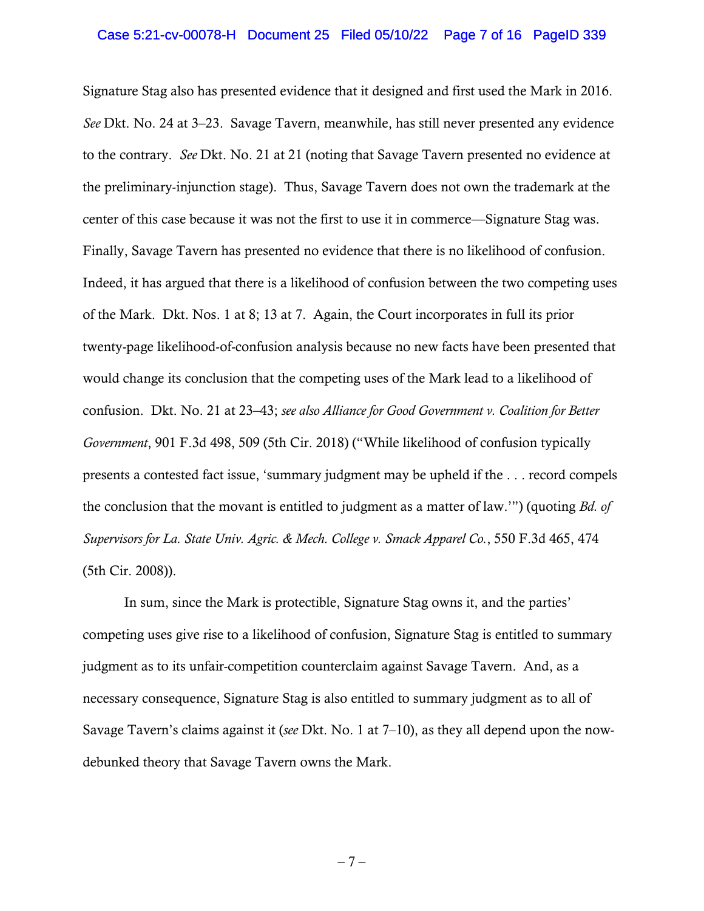Signature Stag also has presented evidence that it designed and first used the Mark in 2016. *See* Dkt. No. 24 at 3–23. Savage Tavern, meanwhile, has still never presented any evidence to the contrary. *See* Dkt. No. 21 at 21 (noting that Savage Tavern presented no evidence at the preliminary-injunction stage). Thus, Savage Tavern does not own the trademark at the center of this case because it was not the first to use it in commerce—Signature Stag was. Finally, Savage Tavern has presented no evidence that there is no likelihood of confusion. Indeed, it has argued that there is a likelihood of confusion between the two competing uses of the Mark. Dkt. Nos. 1 at 8; 13 at 7. Again, the Court incorporates in full its prior twenty-page likelihood-of-confusion analysis because no new facts have been presented that would change its conclusion that the competing uses of the Mark lead to a likelihood of confusion. Dkt. No. 21 at 23–43; *see also Alliance for Good Government v. Coalition for Better Government*, 901 F.3d 498, 509 (5th Cir. 2018) ("While likelihood of confusion typically presents a contested fact issue, 'summary judgment may be upheld if the . . . record compels the conclusion that the movant is entitled to judgment as a matter of law.'") (quoting *Bd. of Supervisors for La. State Univ. Agric. & Mech. College v. Smack Apparel Co.*, 550 F.3d 465, 474 (5th Cir. 2008)).

In sum, since the Mark is protectible, Signature Stag owns it, and the parties' competing uses give rise to a likelihood of confusion, Signature Stag is entitled to summary judgment as to its unfair-competition counterclaim against Savage Tavern. And, as a necessary consequence, Signature Stag is also entitled to summary judgment as to all of Savage Tavern's claims against it (*see* Dkt. No. 1 at 7–10), as they all depend upon the now-debunked theory that Savage Tavern owns the Mark.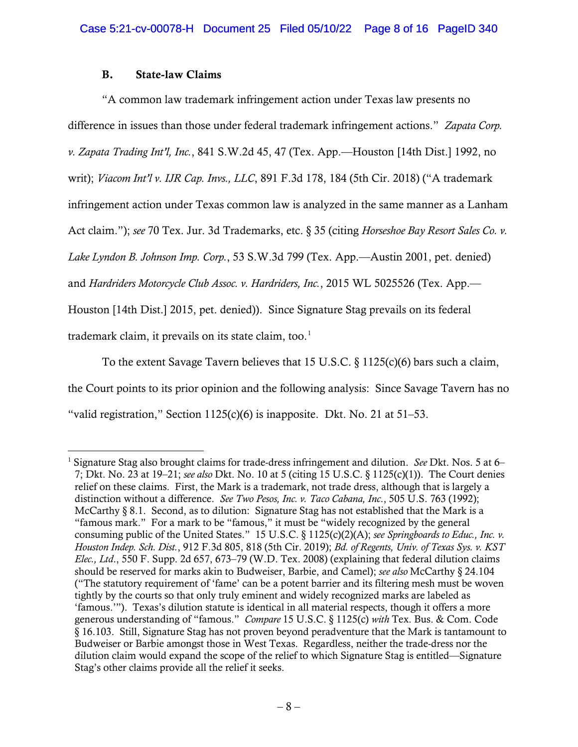### B. State-law Claims

"A common law trademark infringement action under Texas law presents no difference in issues than those under federal trademark infringement actions." *Zapata Corp. v. Zapata Trading Int'l, Inc.*, 841 S.W.2d 45, 47 (Tex. App.—Houston [14th Dist.] 1992, no writ); *Viacom Int'l v. IJR Cap. Invs., LLC*, 891 F.3d 178, 184 (5th Cir. 2018) ("A trademark infringement action under Texas common law is analyzed in the same manner as a Lanham Act claim."); *see* 70 Tex. Jur. 3d Trademarks, etc. § 35 (citing *Horseshoe Bay Resort Sales Co. v. Lake Lyndon B. Johnson Imp. Corp.*, 53 S.W.3d 799 (Tex. App.—Austin 2001, pet. denied) and *Hardriders Motorcycle Club Assoc. v. Hardriders, Inc.*, 2015 WL 5025526 (Tex. App.—Houston [14th Dist.] 2015, pet. denied)). Since Signature Stag prevails on its federal trademark claim, it prevails on its state claim, too.[1]

To the extent Savage Tavern believes that 15 U.S.C. § 1125(c)(6) bars such a claim, the Court points to its prior opinion and the following analysis: Since Savage Tavern has no "valid registration," Section 1125(c)(6) is inapposite. Dkt. No. 21 at 51–53.

---

[1] Signature Stag also brought claims for trade-dress infringement and dilution. *See* Dkt. Nos. 5 at 6–7; Dkt. No. 23 at 19–21; *see also* Dkt. No. 10 at 5 (citing 15 U.S.C. § 1125(c)(1)). The Court denies relief on these claims. First, the Mark is a trademark, not trade dress, although that is largely a distinction without a difference. *See Two Pesos, Inc. v. Taco Cabana, Inc.*, 505 U.S. 763 (1992); McCarthy § 8.1. Second, as to dilution: Signature Stag has not established that the Mark is a "famous mark." For a mark to be "famous," it must be "widely recognized by the general consuming public of the United States." 15 U.S.C. § 1125(c)(2)(A); *see Springboards to Educ., Inc. v. Houston Indep. Sch. Dist.*, 912 F.3d 805, 818 (5th Cir. 2019); *Bd. of Regents, Univ. of Texas Sys. v. KST Elec., Ltd.*, 550 F. Supp. 2d 657, 673–79 (W.D. Tex. 2008) (explaining that federal dilution claims should be reserved for marks akin to Budweiser, Barbie, and Camel); *see also* McCarthy § 24.104 ("The statutory requirement of 'fame' can be a potent barrier and its filtering mesh must be woven tightly by the courts so that only truly eminent and widely recognized marks are labeled as 'famous.'"). Texas's dilution statute is identical in all material respects, though it offers a more generous understanding of "famous." *Compare* 15 U.S.C. § 1125(c) *with* Tex. Bus. & Com. Code § 16.103. Still, Signature Stag has not proven beyond peradventure that the Mark is tantamount to Budweiser or Barbie amongst those in West Texas. Regardless, neither the trade-dress nor the dilution claim would expand the scope of the relief to which Signature Stag is entitled—Signature Stag's other claims provide all the relief it seeks.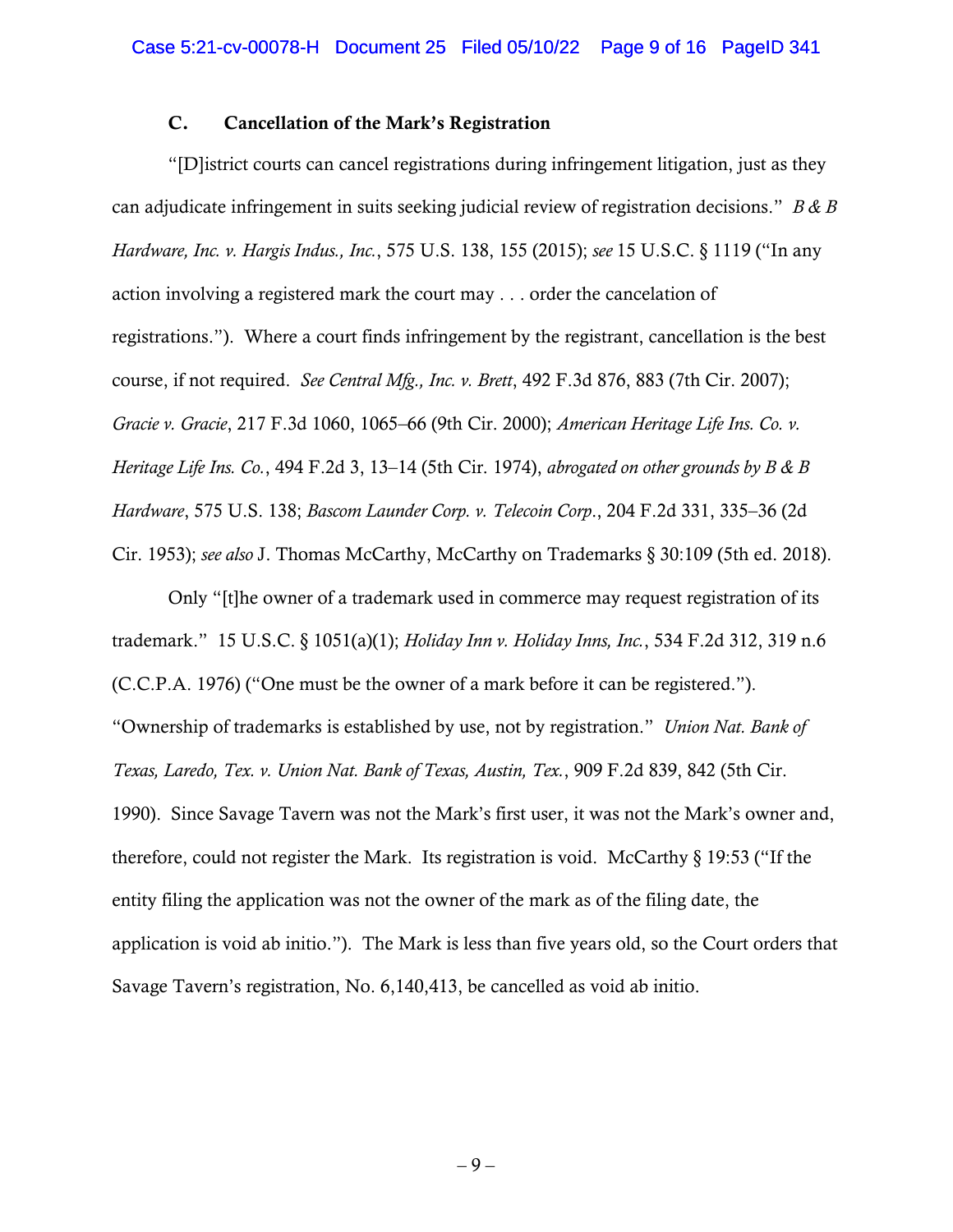### C. Cancellation of the Mark's Registration

"[D]istrict courts can cancel registrations during infringement litigation, just as they can adjudicate infringement in suits seeking judicial review of registration decisions." *B & B Hardware, Inc. v. Hargis Indus., Inc.*, 575 U.S. 138, 155 (2015); *see* 15 U.S.C. § 1119 ("In any action involving a registered mark the court may . . . order the cancelation of registrations."). Where a court finds infringement by the registrant, cancellation is the best course, if not required. *See Central Mfg., Inc. v. Brett*, 492 F.3d 876, 883 (7th Cir. 2007); *Gracie v. Gracie*, 217 F.3d 1060, 1065–66 (9th Cir. 2000); *American Heritage Life Ins. Co. v. Heritage Life Ins. Co.*, 494 F.2d 3, 13–14 (5th Cir. 1974), *abrogated on other grounds by B & B Hardware*, 575 U.S. 138; *Bascom Launder Corp. v. Telecoin Corp.*, 204 F.2d 331, 335–36 (2d Cir. 1953); *see also* J. Thomas McCarthy, McCarthy on Trademarks § 30:109 (5th ed. 2018).

Only "[t]he owner of a trademark used in commerce may request registration of its trademark." 15 U.S.C. § 1051(a)(1); *Holiday Inn v. Holiday Inns, Inc.*, 534 F.2d 312, 319 n.6 (C.C.P.A. 1976) ("One must be the owner of a mark before it can be registered."). "Ownership of trademarks is established by use, not by registration." *Union Nat. Bank of Texas, Laredo, Tex. v. Union Nat. Bank of Texas, Austin, Tex.*, 909 F.2d 839, 842 (5th Cir. 1990). Since Savage Tavern was not the Mark's first user, it was not the Mark's owner and, therefore, could not register the Mark. Its registration is void. McCarthy § 19:53 ("If the entity filing the application was not the owner of the mark as of the filing date, the application is void ab initio."). The Mark is less than five years old, so the Court orders that Savage Tavern's registration, No. 6,140,413, be cancelled as void ab initio.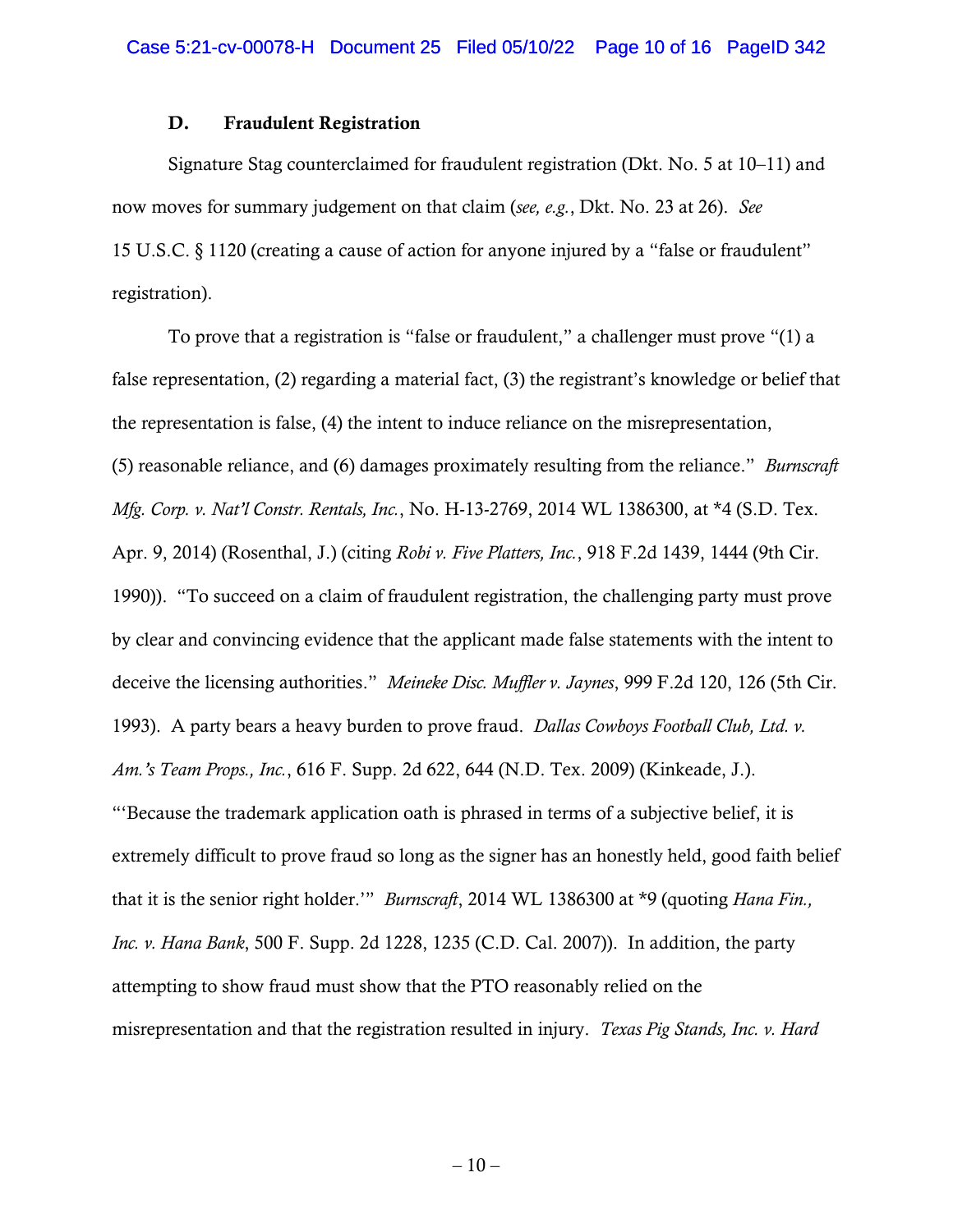### D. Fraudulent Registration

Signature Stag counterclaimed for fraudulent registration (Dkt. No. 5 at 10–11) and now moves for summary judgement on that claim (*see, e.g.*, Dkt. No. 23 at 26). *See* 15 U.S.C. § 1120 (creating a cause of action for anyone injured by a "false or fraudulent" registration).

To prove that a registration is "false or fraudulent," a challenger must prove "(1) a false representation, (2) regarding a material fact, (3) the registrant's knowledge or belief that the representation is false, (4) the intent to induce reliance on the misrepresentation, (5) reasonable reliance, and (6) damages proximately resulting from the reliance." *Burnscraft Mfg. Corp. v. Nat'l Constr. Rentals, Inc.*, No. H-13-2769, 2014 WL 1386300, at *4 (S.D. Tex. Apr. 9, 2014) (Rosenthal, J.) (citing *Robi v. Five Platters, Inc.*, 918 F.2d 1439, 1444 (9th Cir. 1990)). "To succeed on a claim of fraudulent registration, the challenging party must prove by clear and convincing evidence that the applicant made false statements with the intent to deceive the licensing authorities." *Meineke Disc. Muffler v. Jaynes*, 999 F.2d 120, 126 (5th Cir. 1993). A party bears a heavy burden to prove fraud. *Dallas Cowboys Football Club, Ltd. v. Am.'s Team Props., Inc.*, 616 F. Supp. 2d 622, 644 (N.D. Tex. 2009) (Kinkeade, J.). "'Because the trademark application oath is phrased in terms of a subjective belief, it is extremely difficult to prove fraud so long as the signer has an honestly held, good faith belief that it is the senior right holder.'" *Burnscraft*, 2014 WL 1386300 at *9 (quoting *Hana Fin., Inc. v. Hana Bank*, 500 F. Supp. 2d 1228, 1235 (C.D. Cal. 2007)). In addition, the party attempting to show fraud must show that the PTO reasonably relied on the misrepresentation and that the registration resulted in injury. *Texas Pig Stands, Inc. v. Hard*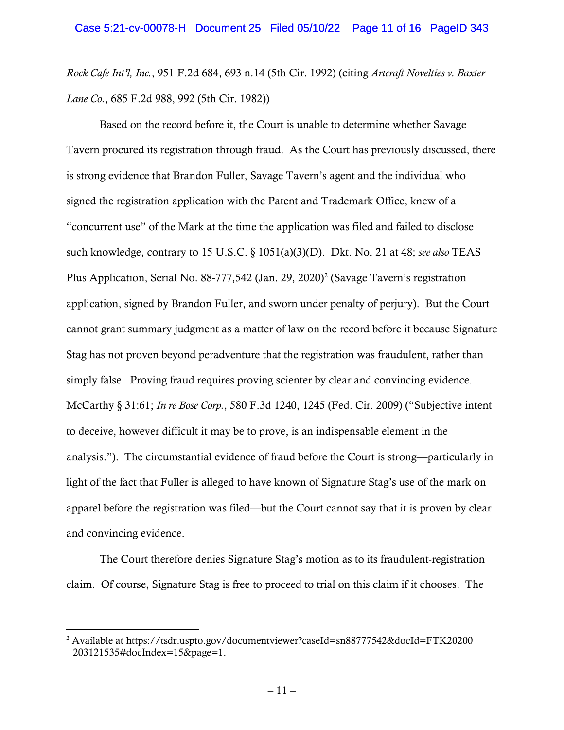*Rock Cafe Int'l, Inc.*, 951 F.2d 684, 693 n.14 (5th Cir. 1992) (citing *Artcraft Novelties v. Baxter Lane Co.*, 685 F.2d 988, 992 (5th Cir. 1982))

Based on the record before it, the Court is unable to determine whether Savage Tavern procured its registration through fraud. As the Court has previously discussed, there is strong evidence that Brandon Fuller, Savage Tavern's agent and the individual who signed the registration application with the Patent and Trademark Office, knew of a "concurrent use" of the Mark at the time the application was filed and failed to disclose such knowledge, contrary to 15 U.S.C. § 1051(a)(3)(D). Dkt. No. 21 at 48; *see also* TEAS Plus Application, Serial No. 88-777,542 (Jan. 29, 2020)[2] (Savage Tavern's registration application, signed by Brandon Fuller, and sworn under penalty of perjury). But the Court cannot grant summary judgment as a matter of law on the record before it because Signature Stag has not proven beyond peradventure that the registration was fraudulent, rather than simply false. Proving fraud requires proving scienter by clear and convincing evidence. McCarthy § 31:61; *In re Bose Corp.*, 580 F.3d 1240, 1245 (Fed. Cir. 2009) ("Subjective intent to deceive, however difficult it may be to prove, is an indispensable element in the analysis."). The circumstantial evidence of fraud before the Court is strong—particularly in light of the fact that Fuller is alleged to have known of Signature Stag's use of the mark on apparel before the registration was filed—but the Court cannot say that it is proven by clear and convincing evidence.

The Court therefore denies Signature Stag's motion as to its fraudulent-registration claim. Of course, Signature Stag is free to proceed to trial on this claim if it chooses. The

---

[2] Available at https://tsdr.uspto.gov/documentviewer?caseId=sn88777542&docId=FTK20200203121535#docIndex=15&page=1.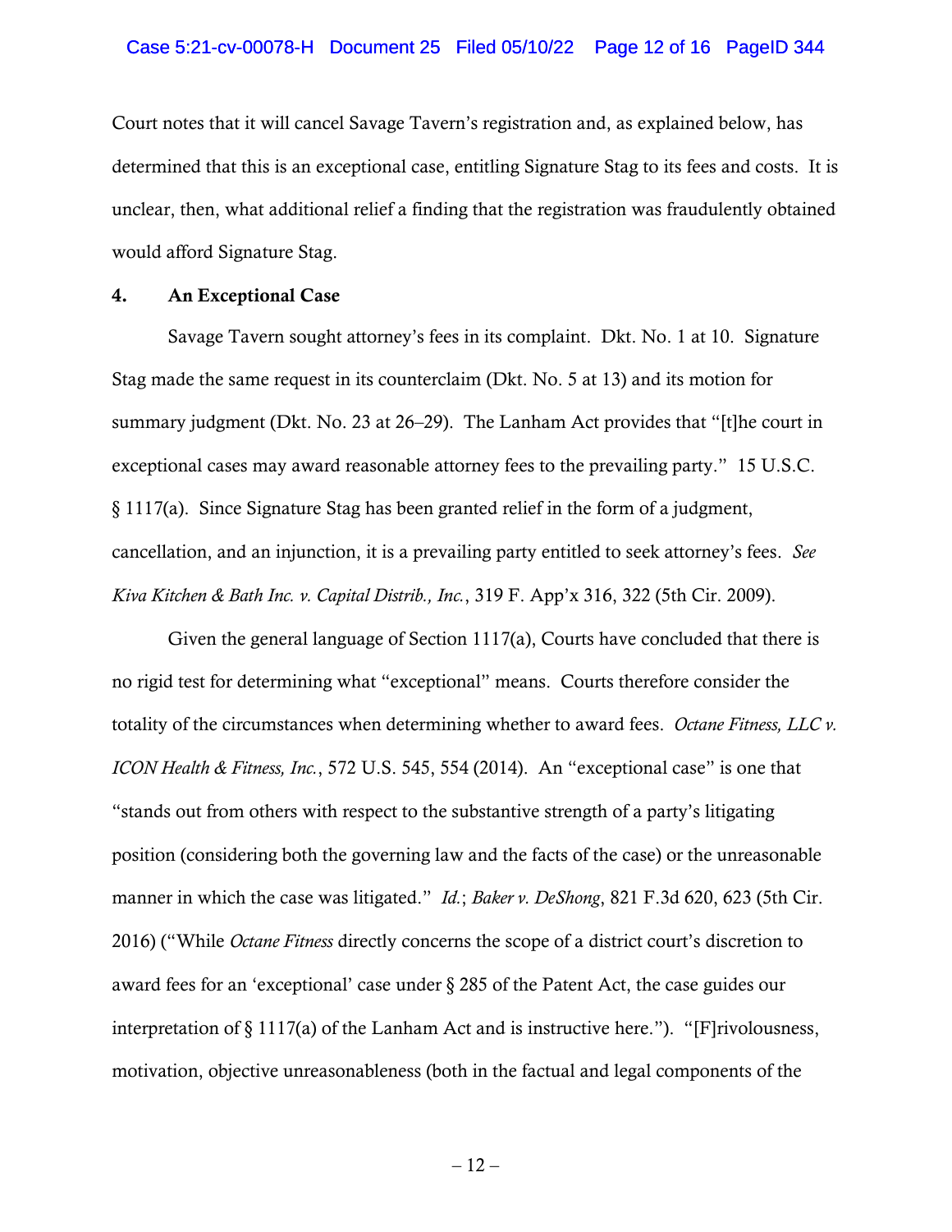Court notes that it will cancel Savage Tavern's registration and, as explained below, has determined that this is an exceptional case, entitling Signature Stag to its fees and costs. It is unclear, then, what additional relief a finding that the registration was fraudulently obtained would afford Signature Stag.

### 4. An Exceptional Case

Savage Tavern sought attorney's fees in its complaint. Dkt. No. 1 at 10. Signature Stag made the same request in its counterclaim (Dkt. No. 5 at 13) and its motion for summary judgment (Dkt. No. 23 at 26–29). The Lanham Act provides that "[t]he court in exceptional cases may award reasonable attorney fees to the prevailing party." 15 U.S.C. § 1117(a). Since Signature Stag has been granted relief in the form of a judgment, cancellation, and an injunction, it is a prevailing party entitled to seek attorney's fees. *See Kiva Kitchen & Bath Inc. v. Capital Distrib., Inc.*, 319 F. App'x 316, 322 (5th Cir. 2009).

Given the general language of Section 1117(a), Courts have concluded that there is no rigid test for determining what "exceptional" means. Courts therefore consider the totality of the circumstances when determining whether to award fees. *Octane Fitness, LLC v. ICON Health & Fitness, Inc.*, 572 U.S. 545, 554 (2014). An "exceptional case" is one that "stands out from others with respect to the substantive strength of a party's litigating position (considering both the governing law and the facts of the case) or the unreasonable manner in which the case was litigated." *Id.*; *Baker v. DeShong*, 821 F.3d 620, 623 (5th Cir. 2016) ("While *Octane Fitness* directly concerns the scope of a district court's discretion to award fees for an 'exceptional' case under § 285 of the Patent Act, the case guides our interpretation of § 1117(a) of the Lanham Act and is instructive here."). "[F]rivolousness, motivation, objective unreasonableness (both in the factual and legal components of the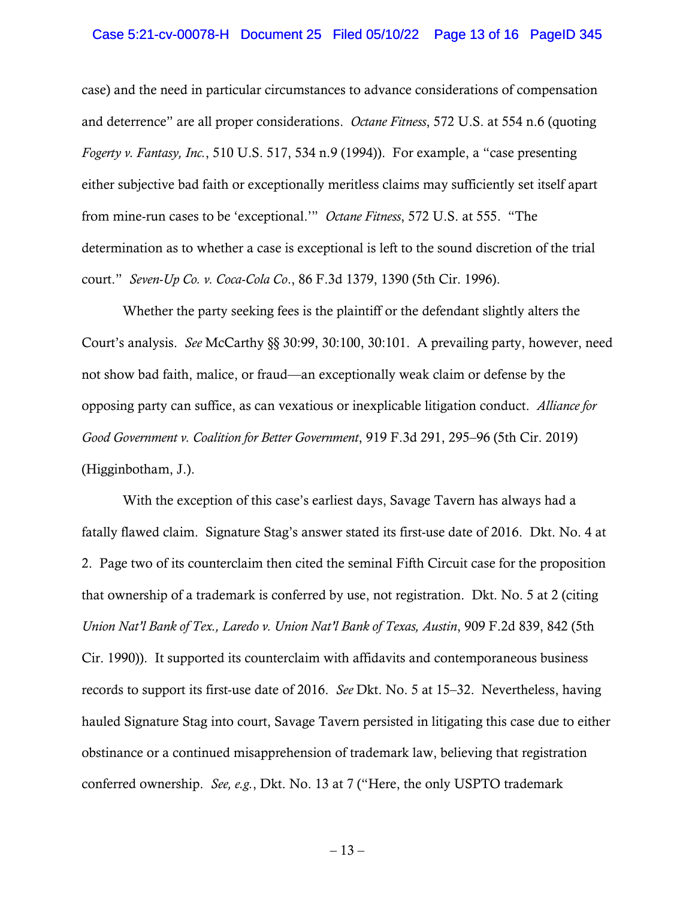case) and the need in particular circumstances to advance considerations of compensation and deterrence" are all proper considerations. *Octane Fitness*, 572 U.S. at 554 n.6 (quoting *Fogerty v. Fantasy, Inc.*, 510 U.S. 517, 534 n.9 (1994)). For example, a "case presenting either subjective bad faith or exceptionally meritless claims may sufficiently set itself apart from mine-run cases to be 'exceptional.'" *Octane Fitness*, 572 U.S. at 555. "The determination as to whether a case is exceptional is left to the sound discretion of the trial court." *Seven-Up Co. v. Coca-Cola Co*., 86 F.3d 1379, 1390 (5th Cir. 1996).

Whether the party seeking fees is the plaintiff or the defendant slightly alters the Court's analysis. *See* McCarthy §§ 30:99, 30:100, 30:101. A prevailing party, however, need not show bad faith, malice, or fraud—an exceptionally weak claim or defense by the opposing party can suffice, as can vexatious or inexplicable litigation conduct. *Alliance for Good Government v. Coalition for Better Government*, 919 F.3d 291, 295–96 (5th Cir. 2019) (Higginbotham, J.).

With the exception of this case's earliest days, Savage Tavern has always had a fatally flawed claim. Signature Stag's answer stated its first-use date of 2016. Dkt. No. 4 at 2. Page two of its counterclaim then cited the seminal Fifth Circuit case for the proposition that ownership of a trademark is conferred by use, not registration. Dkt. No. 5 at 2 (citing *Union Nat'l Bank of Tex., Laredo v. Union Nat'l Bank of Texas, Austin*, 909 F.2d 839, 842 (5th Cir. 1990)). It supported its counterclaim with affidavits and contemporaneous business records to support its first-use date of 2016. *See* Dkt. No. 5 at 15–32. Nevertheless, having hauled Signature Stag into court, Savage Tavern persisted in litigating this case due to either obstinance or a continued misapprehension of trademark law, believing that registration conferred ownership. *See, e.g.*, Dkt. No. 13 at 7 ("Here, the only USPTO trademark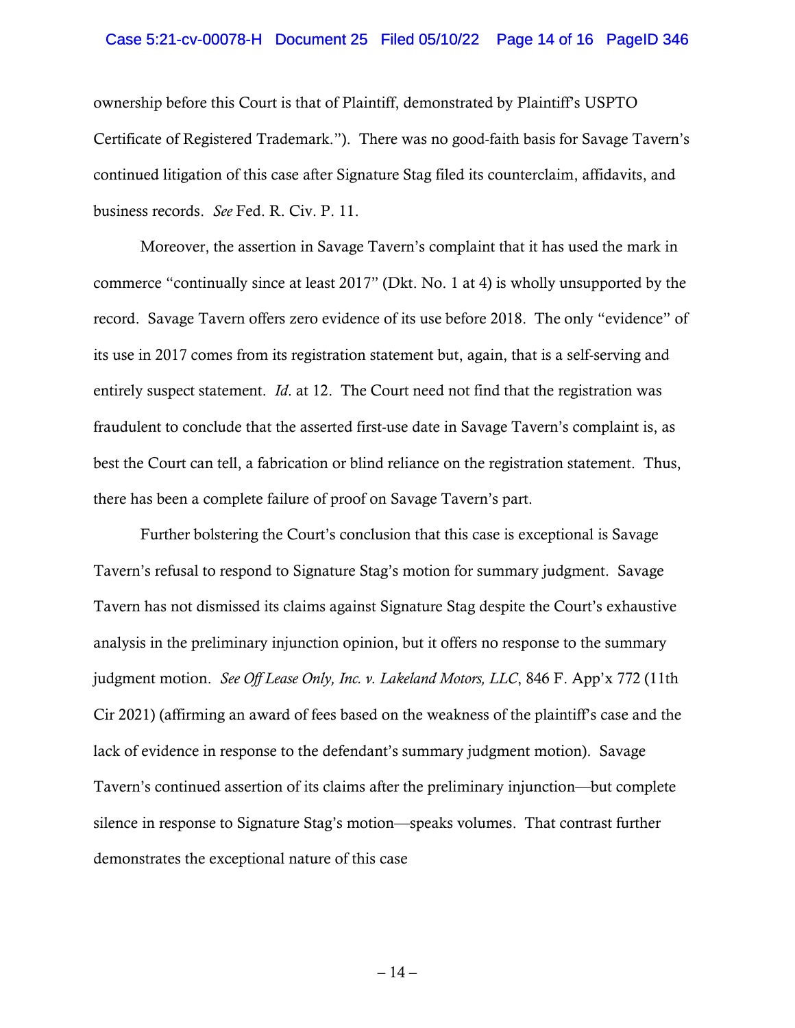ownership before this Court is that of Plaintiff, demonstrated by Plaintiff's USPTO Certificate of Registered Trademark."). There was no good-faith basis for Savage Tavern's continued litigation of this case after Signature Stag filed its counterclaim, affidavits, and business records. *See* Fed. R. Civ. P. 11.

Moreover, the assertion in Savage Tavern's complaint that it has used the mark in commerce "continually since at least 2017" (Dkt. No. 1 at 4) is wholly unsupported by the record. Savage Tavern offers zero evidence of its use before 2018. The only "evidence" of its use in 2017 comes from its registration statement but, again, that is a self-serving and entirely suspect statement. *Id*. at 12. The Court need not find that the registration was fraudulent to conclude that the asserted first-use date in Savage Tavern's complaint is, as best the Court can tell, a fabrication or blind reliance on the registration statement. Thus, there has been a complete failure of proof on Savage Tavern's part.

Further bolstering the Court's conclusion that this case is exceptional is Savage Tavern's refusal to respond to Signature Stag's motion for summary judgment. Savage Tavern has not dismissed its claims against Signature Stag despite the Court's exhaustive analysis in the preliminary injunction opinion, but it offers no response to the summary judgment motion. *See Off Lease Only, Inc. v. Lakeland Motors, LLC*, 846 F. App'x 772 (11th Cir 2021) (affirming an award of fees based on the weakness of the plaintiff's case and the lack of evidence in response to the defendant's summary judgment motion). Savage Tavern's continued assertion of its claims after the preliminary injunction—but complete silence in response to Signature Stag's motion—speaks volumes. That contrast further demonstrates the exceptional nature of this case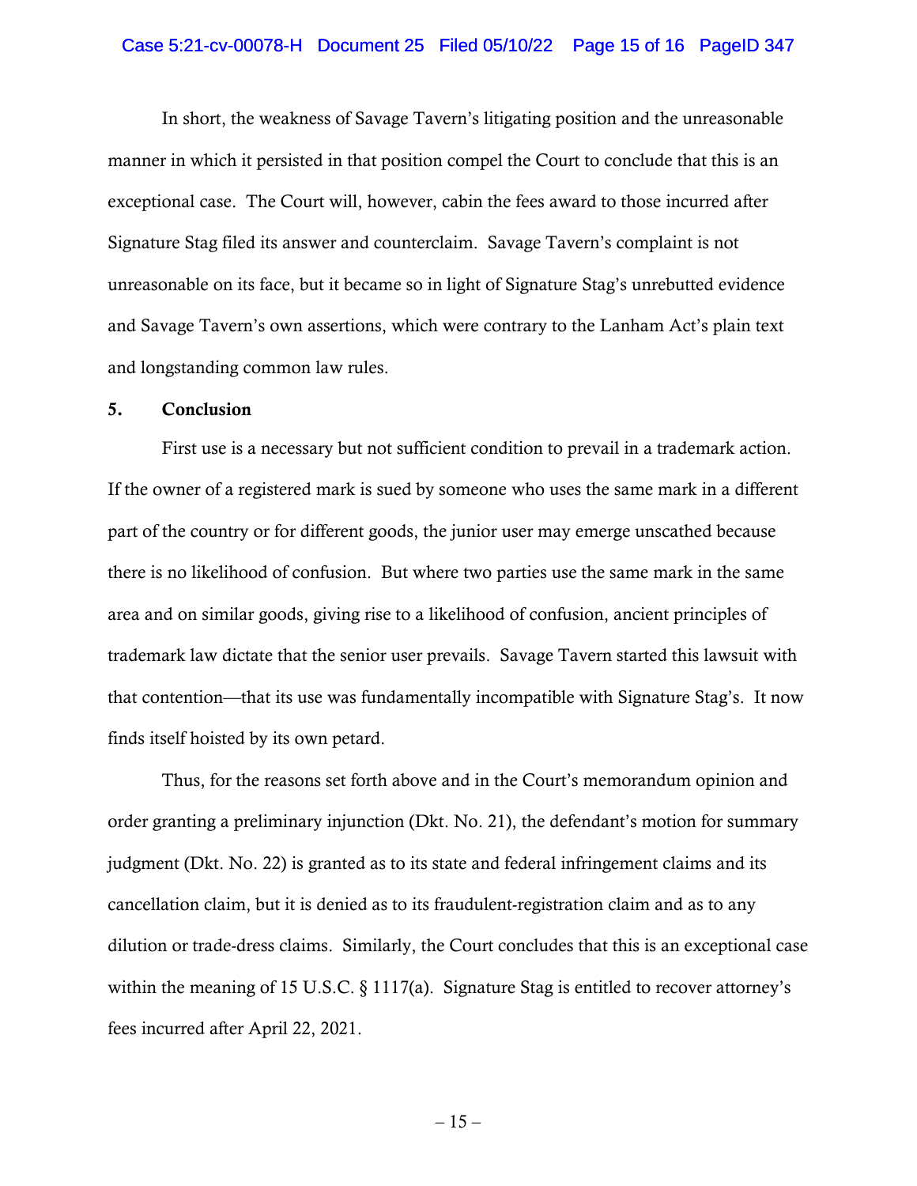In short, the weakness of Savage Tavern's litigating position and the unreasonable manner in which it persisted in that position compel the Court to conclude that this is an exceptional case. The Court will, however, cabin the fees award to those incurred after Signature Stag filed its answer and counterclaim. Savage Tavern's complaint is not unreasonable on its face, but it became so in light of Signature Stag's unrebutted evidence and Savage Tavern's own assertions, which were contrary to the Lanham Act's plain text and longstanding common law rules.

**5. Conclusion**

First use is a necessary but not sufficient condition to prevail in a trademark action. If the owner of a registered mark is sued by someone who uses the same mark in a different part of the country or for different goods, the junior user may emerge unscathed because there is no likelihood of confusion. But where two parties use the same mark in the same area and on similar goods, giving rise to a likelihood of confusion, ancient principles of trademark law dictate that the senior user prevails. Savage Tavern started this lawsuit with that contention—that its use was fundamentally incompatible with Signature Stag's. It now finds itself hoisted by its own petard.

Thus, for the reasons set forth above and in the Court's memorandum opinion and order granting a preliminary injunction (Dkt. No. 21), the defendant's motion for summary judgment (Dkt. No. 22) is granted as to its state and federal infringement claims and its cancellation claim, but it is denied as to its fraudulent-registration claim and as to any dilution or trade-dress claims. Similarly, the Court concludes that this is an exceptional case within the meaning of 15 U.S.C. § 1117(a). Signature Stag is entitled to recover attorney's fees incurred after April 22, 2021.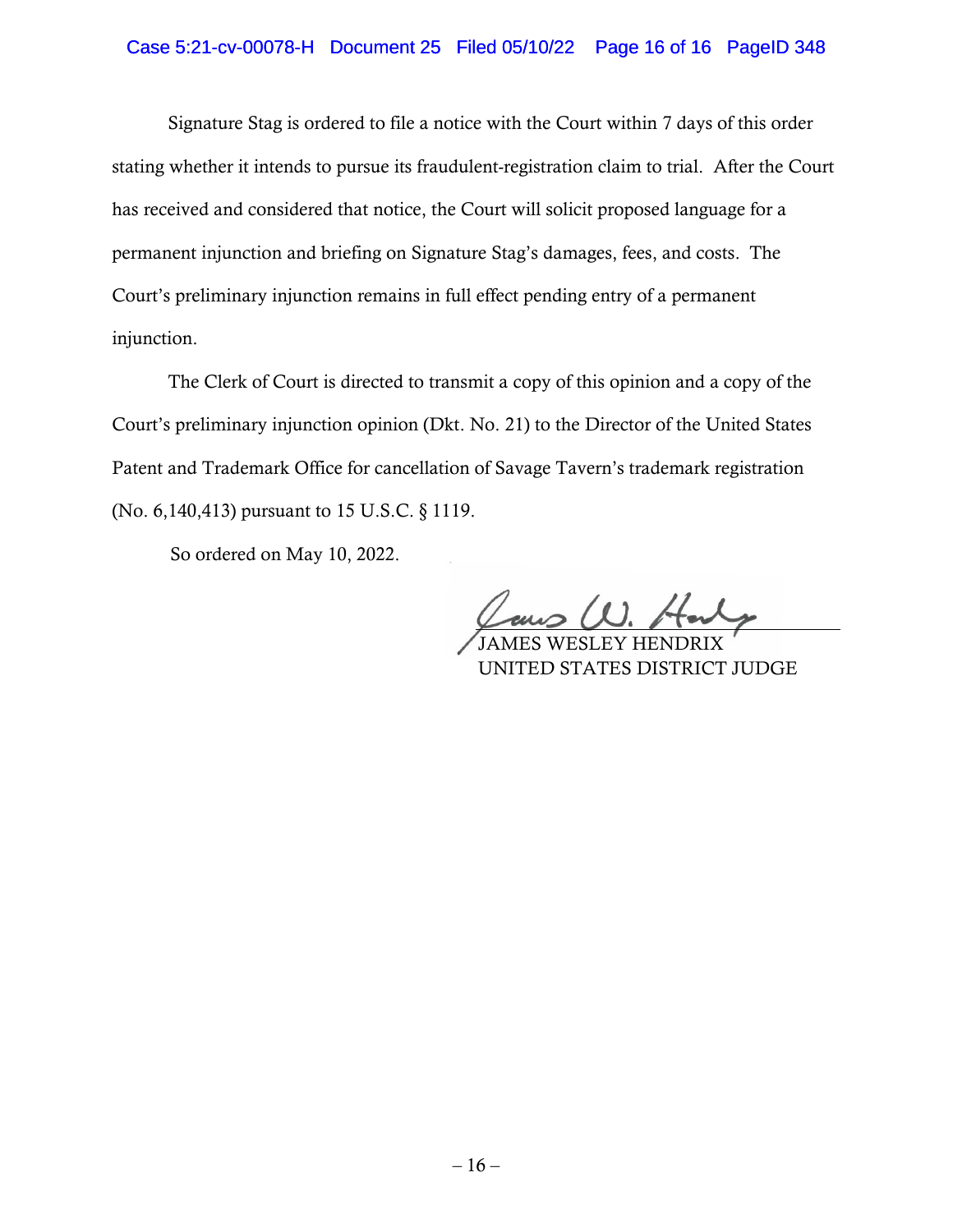Signature Stag is ordered to file a notice with the Court within 7 days of this order stating whether it intends to pursue its fraudulent-registration claim to trial. After the Court has received and considered that notice, the Court will solicit proposed language for a permanent injunction and briefing on Signature Stag's damages, fees, and costs. The Court's preliminary injunction remains in full effect pending entry of a permanent injunction.

The Clerk of Court is directed to transmit a copy of this opinion and a copy of the Court's preliminary injunction opinion (Dkt. No. 21) to the Director of the United States Patent and Trademark Office for cancellation of Savage Tavern's trademark registration (No. 6,140,413) pursuant to 15 U.S.C. § 1119.

So ordered on May 10, 2022.

JAMES WESLEY HENDRIX
UNITED STATES DISTRICT JUDGE